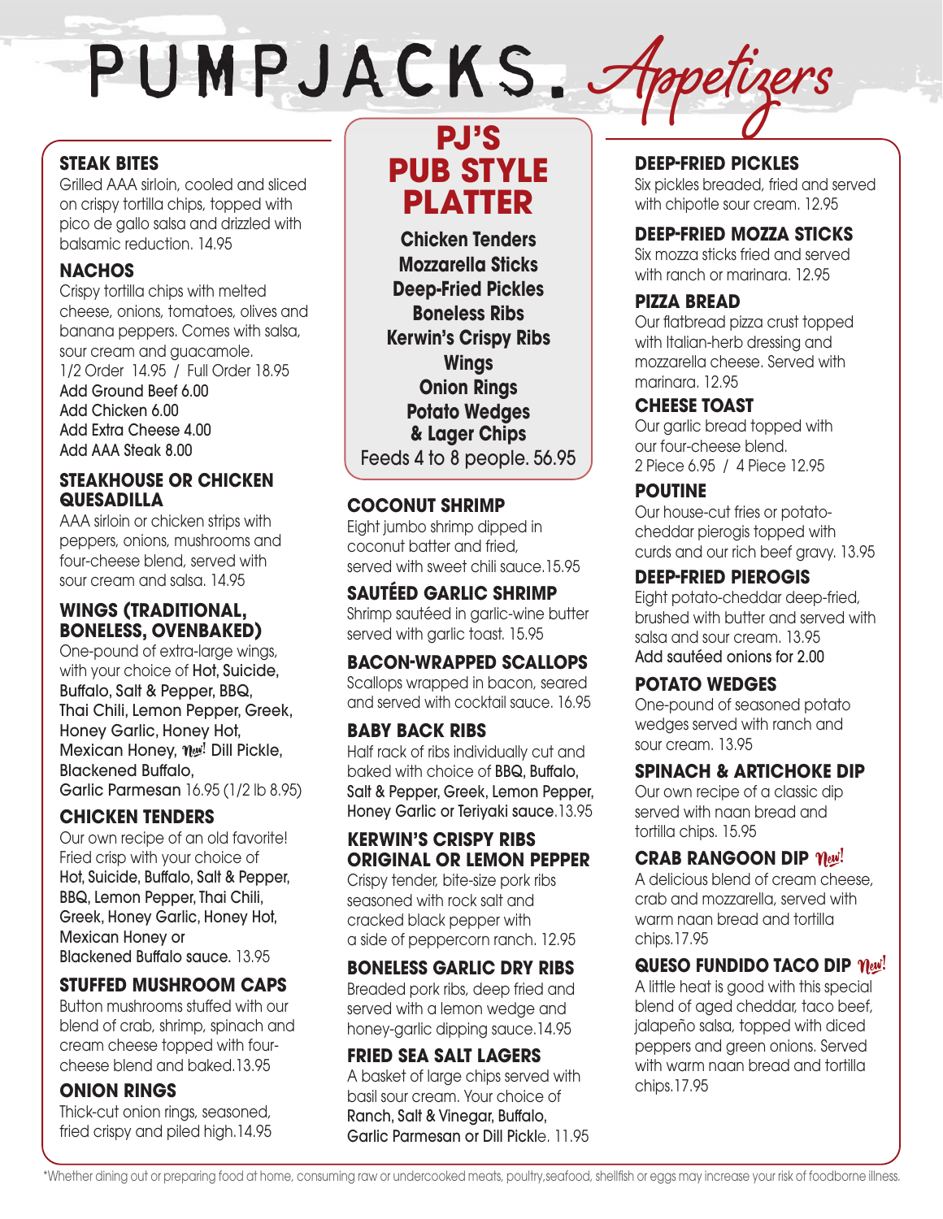# PUMPJACKS. Appetizers

## STEAK BITES
Grilled AAA sirloin, cooled and sliced on crispy tortilla chips, topped with pico de gallo salsa and drizzled with balsamic reduction. 14.95

## NACHOS
Crispy tortilla chips with melted cheese, onions, tomatoes, olives and banana peppers. Comes with salsa, sour cream and guacamole.
1/2 Order 14.95 / Full Order 18.95
Add Ground Beef 6.00
Add Chicken 6.00
Add Extra Cheese 4.00
Add AAA Steak 8.00

## STEAKHOUSE OR CHICKEN QUESADILLA
AAA sirloin or chicken strips with peppers, onions, mushrooms and four-cheese blend, served with sour cream and salsa. 14.95

## WINGS (TRADITIONAL, BONELESS, OVENBAKED)
One-pound of extra-large wings, with your choice of **Hot, Suicide, Buffalo, Salt & Pepper, BBQ, Thai Chili, Lemon Pepper, Greek, Honey Garlic, Honey Hot, Mexican Honey, *New!* Dill Pickle, Blackened Buffalo, Garlic Parmesan** 16.95 (1/2 lb 8.95)

## CHICKEN TENDERS
Our own recipe of an old favorite! Fried crisp with your choice of **Hot, Suicide, Buffalo, Salt & Pepper, BBQ, Lemon Pepper, Thai Chili, Greek, Honey Garlic, Honey Hot, Mexican Honey or Blackened Buffalo sauce.** 13.95

## STUFFED MUSHROOM CAPS
Button mushrooms stuffed with our blend of crab, shrimp, spinach and cream cheese topped with four-cheese blend and baked.13.95

## ONION RINGS
Thick-cut onion rings, seasoned, fried crispy and piled high.14.95

## PJ'S PUB STYLE PLATTER
**Chicken Tenders**
**Mozzarella Sticks**
**Deep-Fried Pickles**
**Boneless Ribs**
**Kerwin's Crispy Ribs**
**Wings**
**Onion Rings**
**Potato Wedges**
**& Lager Chips**
Feeds 4 to 8 people. 56.95

## COCONUT SHRIMP
Eight jumbo shrimp dipped in coconut batter and fried, served with sweet chili sauce.15.95

## SAUTÉED GARLIC SHRIMP
Shrimp sautéed in garlic-wine butter served with garlic toast. 15.95

## BACON-WRAPPED SCALLOPS
Scallops wrapped in bacon, seared and served with cocktail sauce. 16.95

## BABY BACK RIBS
Half rack of ribs individually cut and baked with choice of **BBQ, Buffalo, Salt & Pepper, Greek, Lemon Pepper, Honey Garlic or Teriyaki sauce**.13.95

## KERWIN'S CRISPY RIBS ORIGINAL OR LEMON PEPPER
Crispy tender, bite-size pork ribs seasoned with rock salt and cracked black pepper with a side of peppercorn ranch. 12.95

## BONELESS GARLIC DRY RIBS
Breaded pork ribs, deep fried and served with a lemon wedge and honey-garlic dipping sauce.14.95

## FRIED SEA SALT LAGERS
A basket of large chips served with basil sour cream. Your choice of **Ranch, Salt & Vinegar, Buffalo, Garlic Parmesan or Dill Pickle**. 11.95

## DEEP-FRIED PICKLES
Six pickles breaded, fried and served with chipotle sour cream. 12.95

## DEEP-FRIED MOZZA STICKS
Six mozza sticks fried and served with ranch or marinara. 12.95

## PIZZA BREAD
Our flatbread pizza crust topped with Italian-herb dressing and mozzarella cheese. Served with marinara. 12.95

## CHEESE TOAST
Our garlic bread topped with our four-cheese blend.
2 Piece 6.95 / 4 Piece 12.95

## POUTINE
Our house-cut fries or potato-cheddar pierogis topped with curds and our rich beef gravy. 13.95

## DEEP-FRIED PIEROGIS
Eight potato-cheddar deep-fried, brushed with butter and served with salsa and sour cream. 13.95
Add sautéed onions for 2.00

## POTATO WEDGES
One-pound of seasoned potato wedges served with ranch and sour cream. 13.95

## SPINACH & ARTICHOKE DIP
Our own recipe of a classic dip served with naan bread and tortilla chips. 15.95

## CRAB RANGOON DIP *New!*
A delicious blend of cream cheese, crab and mozzarella, served with warm naan bread and tortilla chips.17.95

## QUESO FUNDIDO TACO DIP *New!*
A little heat is good with this special blend of aged cheddar, taco beef, jalapeño salsa, topped with diced peppers and green onions. Served with warm naan bread and tortilla chips.17.95

*Whether dining out or preparing food at home, consuming raw or undercooked meats, poultry,seafood, shellfish or eggs may increase your risk of foodborne illness.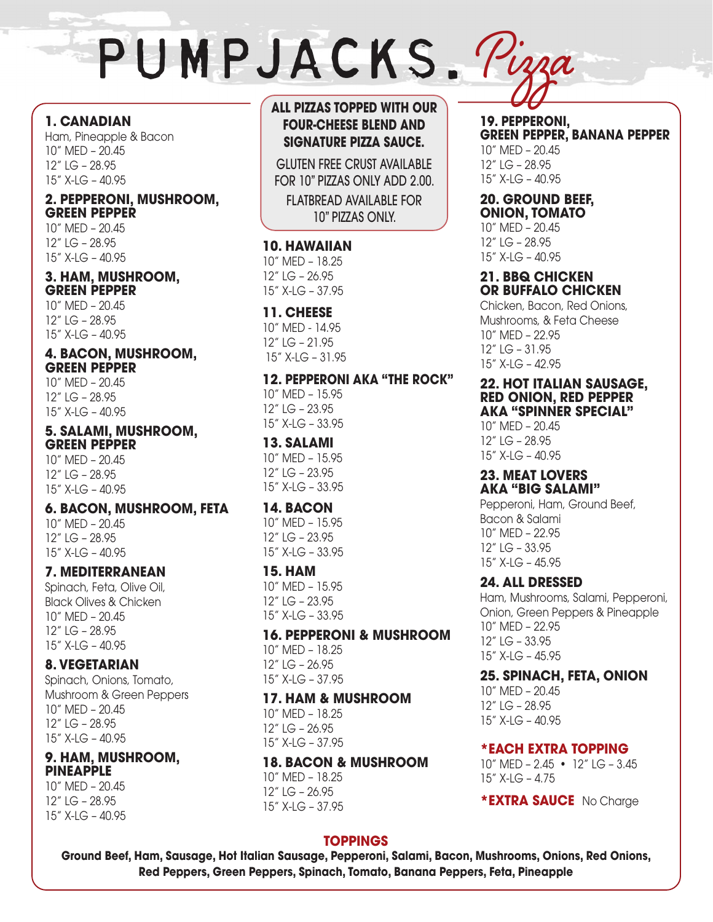# PUMPJACKS. Pizza

### 1. CANADIAN
Ham, Pineapple & Bacon
10" MED – 20.45
12" LG – 28.95
15" X-LG – 40.95

### 2. PEPPERONI, MUSHROOM, GREEN PEPPER
10" MED – 20.45
12" LG – 28.95
15" X-LG – 40.95

### 3. HAM, MUSHROOM, GREEN PEPPER
10" MED – 20.45
12" LG – 28.95
15" X-LG – 40.95

### 4. BACON, MUSHROOM, GREEN PEPPER
10" MED – 20.45
12" LG – 28.95
15" X-LG – 40.95

### 5. SALAMI, MUSHROOM, GREEN PEPPER
10" MED – 20.45
12" LG – 28.95
15" X-LG – 40.95

### 6. BACON, MUSHROOM, FETA
10" MED – 20.45
12" LG – 28.95
15" X-LG – 40.95

### 7. MEDITERRANEAN
Spinach, Feta, Olive Oil, Black Olives & Chicken
10" MED – 20.45
12" LG – 28.95
15" X-LG – 40.95

### 8. VEGETARIAN
Spinach, Onions, Tomato, Mushroom & Green Peppers
10" MED – 20.45
12" LG – 28.95
15" X-LG – 40.95

### 9. HAM, MUSHROOM, PINEAPPLE
10" MED – 20.45
12" LG – 28.95
15" X-LG – 40.95

**ALL PIZZAS TOPPED WITH OUR FOUR-CHEESE BLEND AND SIGNATURE PIZZA SAUCE.**

GLUTEN FREE CRUST AVAILABLE FOR 10" PIZZAS ONLY ADD 2.00.

FLATBREAD AVAILABLE FOR 10" PIZZAS ONLY.

### 10. HAWAIIAN
10" MED – 18.25
12" LG – 26.95
15" X-LG – 37.95

### 11. CHEESE
10" MED - 14.95
12" LG – 21.95
15" X-LG – 31.95

### 12. PEPPERONI AKA "THE ROCK"
10" MED – 15.95
12" LG – 23.95
15" X-LG – 33.95

### 13. SALAMI
10" MED – 15.95
12" LG – 23.95
15" X-LG – 33.95

### 14. BACON
10" MED – 15.95
12" LG – 23.95
15" X-LG – 33.95

### 15. HAM
10" MED – 15.95
12" LG – 23.95
15" X-LG – 33.95

### 16. PEPPERONI & MUSHROOM
10" MED – 18.25
12" LG – 26.95
15" X-LG – 37.95

### 17. HAM & MUSHROOM
10" MED – 18.25
12" LG – 26.95
15" X-LG – 37.95

### 18. BACON & MUSHROOM
10" MED – 18.25
12" LG – 26.95
15" X-LG – 37.95

### 19. PEPPERONI, GREEN PEPPER, BANANA PEPPER
10" MED – 20.45
12" LG – 28.95
15" X-LG – 40.95

### 20. GROUND BEEF, ONION, TOMATO
10" MED – 20.45
12" LG – 28.95
15" X-LG – 40.95

### 21. BBQ CHICKEN OR BUFFALO CHICKEN
Chicken, Bacon, Red Onions, Mushrooms, & Feta Cheese
10" MED – 22.95
12" LG – 31.95
15" X-LG – 42.95

### 22. HOT ITALIAN SAUSAGE, RED ONION, RED PEPPER AKA "SPINNER SPECIAL"
10" MED – 20.45
12" LG – 28.95
15" X-LG – 40.95

### 23. MEAT LOVERS AKA "BIG SALAMI"
Pepperoni, Ham, Ground Beef, Bacon & Salami
10" MED – 22.95
12" LG – 33.95
15" X-LG – 45.95

### 24. ALL DRESSED
Ham, Mushrooms, Salami, Pepperoni, Onion, Green Peppers & Pineapple
10" MED – 22.95
12" LG – 33.95
15" X-LG – 45.95

### 25. SPINACH, FETA, ONION
10" MED – 20.45
12" LG – 28.95
15" X-LG – 40.95

### *EACH EXTRA TOPPING
10" MED – 2.45 • 12" LG – 3.45
15" X-LG – 4.75

**\*EXTRA SAUCE** No Charge

## TOPPINGS
**Ground Beef, Ham, Sausage, Hot Italian Sausage, Pepperoni, Salami, Bacon, Mushrooms, Onions, Red Onions, Red Peppers, Green Peppers, Spinach, Tomato, Banana Peppers, Feta, Pineapple**